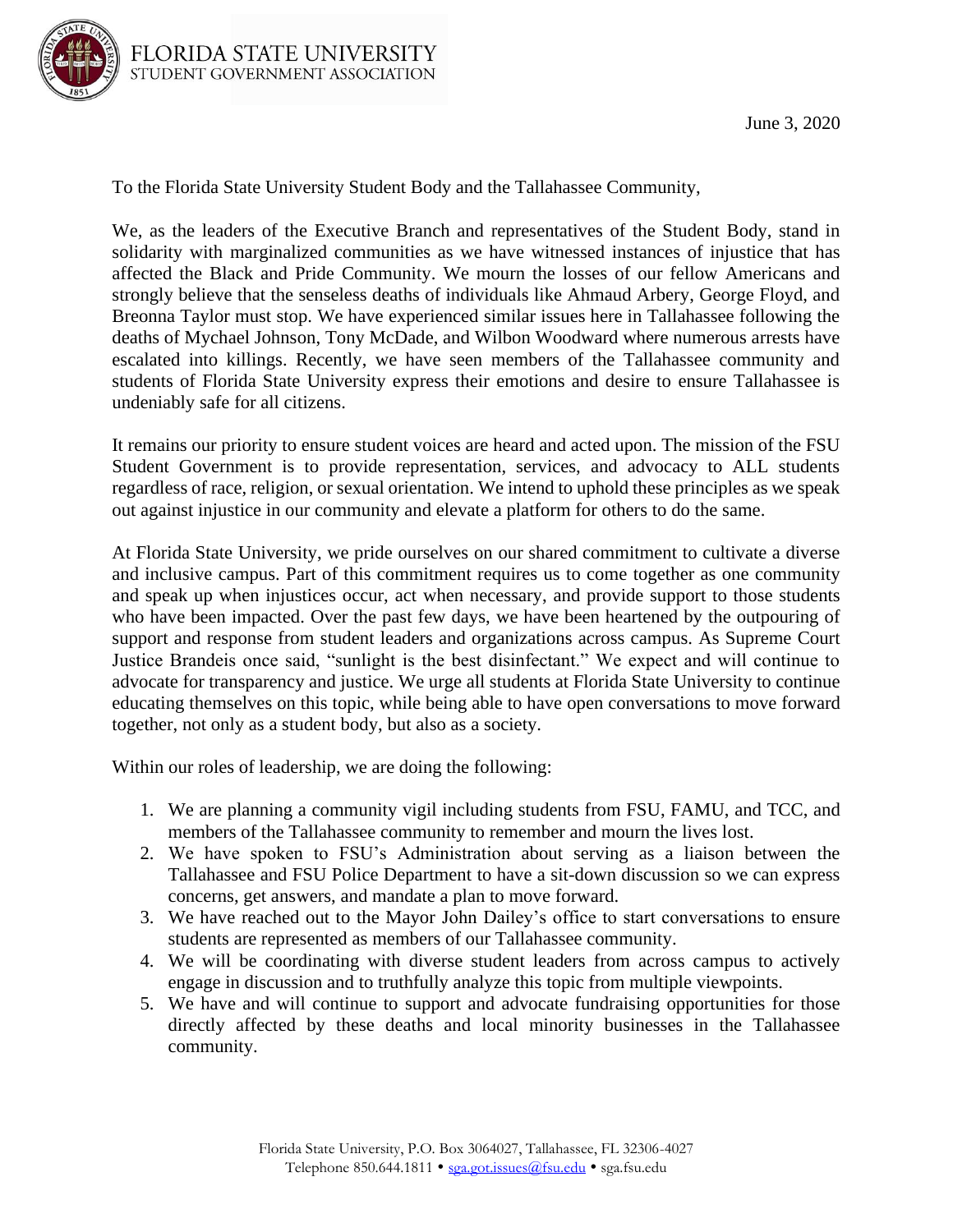FLORIDA STATE UNIVERSITY
STUDENT GOVERNMENT ASSOCIATION

June 3, 2020

To the Florida State University Student Body and the Tallahassee Community,

We, as the leaders of the Executive Branch and representatives of the Student Body, stand in solidarity with marginalized communities as we have witnessed instances of injustice that has affected the Black and Pride Community. We mourn the losses of our fellow Americans and strongly believe that the senseless deaths of individuals like Ahmaud Arbery, George Floyd, and Breonna Taylor must stop. We have experienced similar issues here in Tallahassee following the deaths of Mychael Johnson, Tony McDade, and Wilbon Woodward where numerous arrests have escalated into killings. Recently, we have seen members of the Tallahassee community and students of Florida State University express their emotions and desire to ensure Tallahassee is undeniably safe for all citizens.

It remains our priority to ensure student voices are heard and acted upon. The mission of the FSU Student Government is to provide representation, services, and advocacy to ALL students regardless of race, religion, or sexual orientation. We intend to uphold these principles as we speak out against injustice in our community and elevate a platform for others to do the same.

At Florida State University, we pride ourselves on our shared commitment to cultivate a diverse and inclusive campus. Part of this commitment requires us to come together as one community and speak up when injustices occur, act when necessary, and provide support to those students who have been impacted. Over the past few days, we have been heartened by the outpouring of support and response from student leaders and organizations across campus. As Supreme Court Justice Brandeis once said, "sunlight is the best disinfectant." We expect and will continue to advocate for transparency and justice. We urge all students at Florida State University to continue educating themselves on this topic, while being able to have open conversations to move forward together, not only as a student body, but also as a society.

Within our roles of leadership, we are doing the following:

1. We are planning a community vigil including students from FSU, FAMU, and TCC, and members of the Tallahassee community to remember and mourn the lives lost.
2. We have spoken to FSU's Administration about serving as a liaison between the Tallahassee and FSU Police Department to have a sit-down discussion so we can express concerns, get answers, and mandate a plan to move forward.
3. We have reached out to the Mayor John Dailey's office to start conversations to ensure students are represented as members of our Tallahassee community.
4. We will be coordinating with diverse student leaders from across campus to actively engage in discussion and to truthfully analyze this topic from multiple viewpoints.
5. We have and will continue to support and advocate fundraising opportunities for those directly affected by these deaths and local minority businesses in the Tallahassee community.

Florida State University, P.O. Box 3064027, Tallahassee, FL 32306-4027
Telephone 850.644.1811 • sga.got.issues@fsu.edu • sga.fsu.edu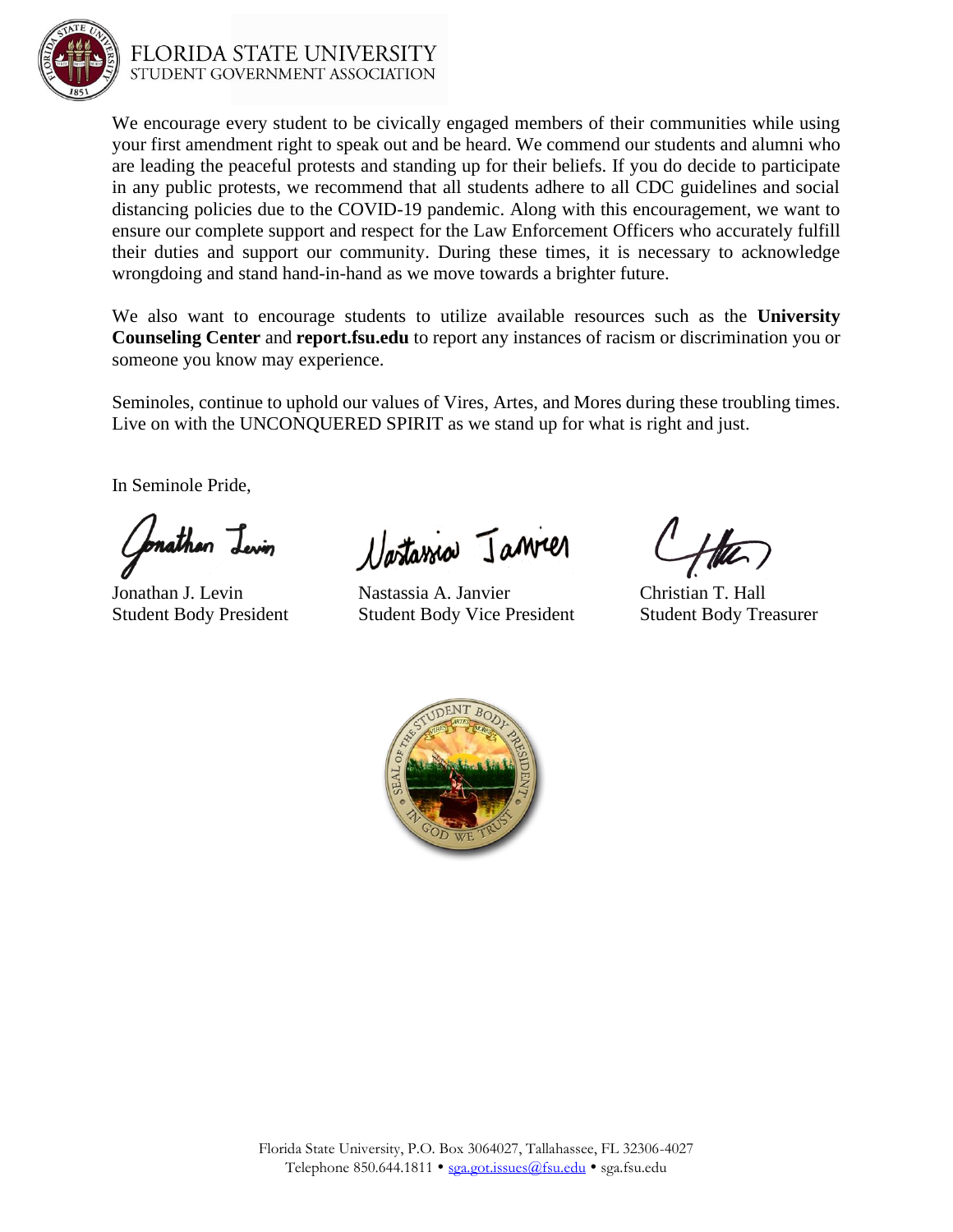We encourage every student to be civically engaged members of their communities while using your first amendment right to speak out and be heard. We commend our students and alumni who are leading the peaceful protests and standing up for their beliefs. If you do decide to participate in any public protests, we recommend that all students adhere to all CDC guidelines and social distancing policies due to the COVID-19 pandemic. Along with this encouragement, we want to ensure our complete support and respect for the Law Enforcement Officers who accurately fulfill their duties and support our community. During these times, it is necessary to acknowledge wrongdoing and stand hand-in-hand as we move towards a brighter future.

We also want to encourage students to utilize available resources such as the **University Counseling Center** and **report.fsu.edu** to report any instances of racism or discrimination you or someone you know may experience.

Seminoles, continue to uphold our values of Vires, Artes, and Mores during these troubling times. Live on with the UNCONQUERED SPIRIT as we stand up for what is right and just.

In Seminole Pride,

Jonathan J. Levin
Student Body President

Nastassia A. Janvier
Student Body Vice President

Christian T. Hall
Student Body Treasurer

Florida State University, P.O. Box 3064027, Tallahassee, FL 32306-4027
Telephone 850.644.1811 • sga.got.issues@fsu.edu • sga.fsu.edu